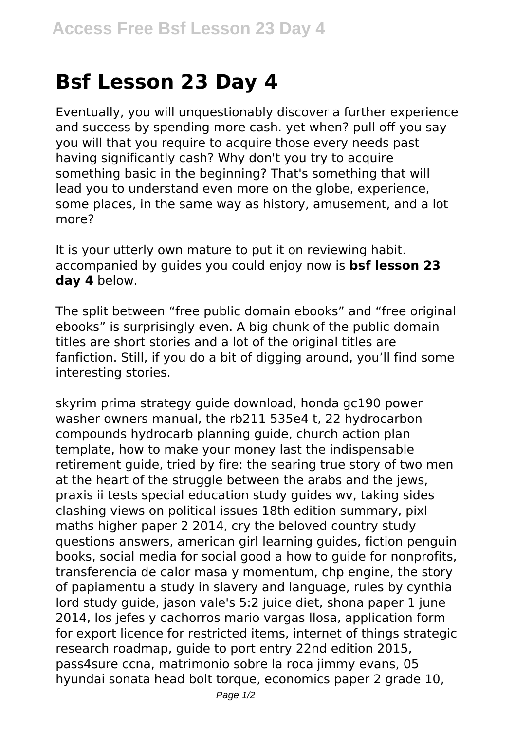# Bsf Lesson 23 Day 4

Eventually, you will unquestionably discover a further experience and success by spending more cash. yet when? pull off you say you will that you require to acquire those every needs past having significantly cash? Why don't you try to acquire something basic in the beginning? That's something that will lead you to understand even more on the globe, experience, some places, in the same way as history, amusement, and a lot more?

It is your utterly own mature to put it on reviewing habit. accompanied by guides you could enjoy now is **bsf lesson 23 day 4** below.

The split between "free public domain ebooks" and "free original ebooks" is surprisingly even. A big chunk of the public domain titles are short stories and a lot of the original titles are fanfiction. Still, if you do a bit of digging around, you'll find some interesting stories.

skyrim prima strategy guide download, honda gc190 power washer owners manual, the rb211 535e4 t, 22 hydrocarbon compounds hydrocarb planning guide, church action plan template, how to make your money last the indispensable retirement guide, tried by fire: the searing true story of two men at the heart of the struggle between the arabs and the jews, praxis ii tests special education study guides wv, taking sides clashing views on political issues 18th edition summary, pixl maths higher paper 2 2014, cry the beloved country study questions answers, american girl learning guides, fiction penguin books, social media for social good a how to guide for nonprofits, transferencia de calor masa y momentum, chp engine, the story of papiamentu a study in slavery and language, rules by cynthia lord study guide, jason vale's 5:2 juice diet, shona paper 1 june 2014, los jefes y cachorros mario vargas llosa, application form for export licence for restricted items, internet of things strategic research roadmap, guide to port entry 22nd edition 2015, pass4sure ccna, matrimonio sobre la roca jimmy evans, 05 hyundai sonata head bolt torque, economics paper 2 grade 10,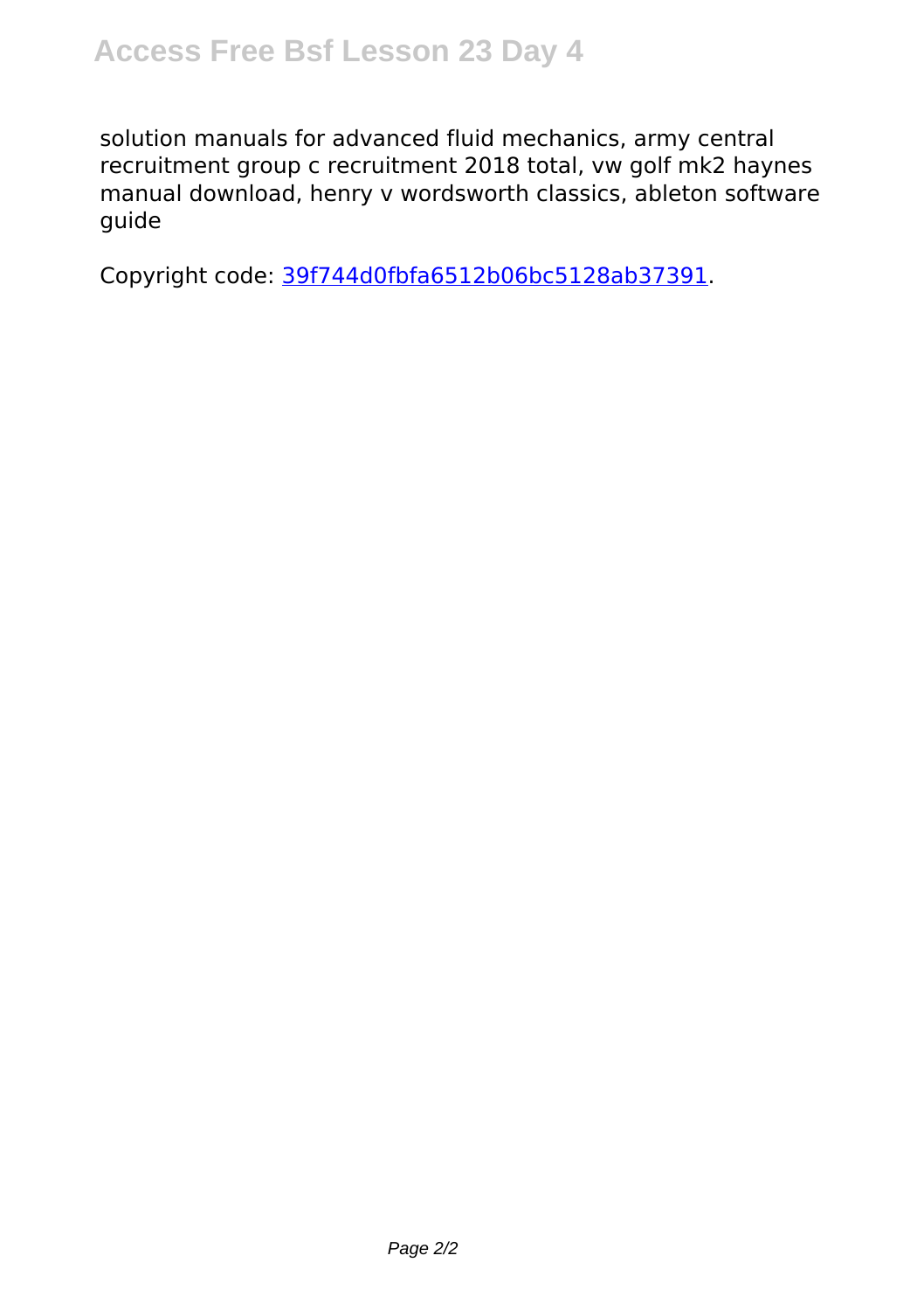solution manuals for advanced fluid mechanics, army central recruitment group c recruitment 2018 total, vw golf mk2 haynes manual download, henry v wordsworth classics, ableton software guide

Copyright code: 39f744d0fbfa6512b06bc5128ab37391.